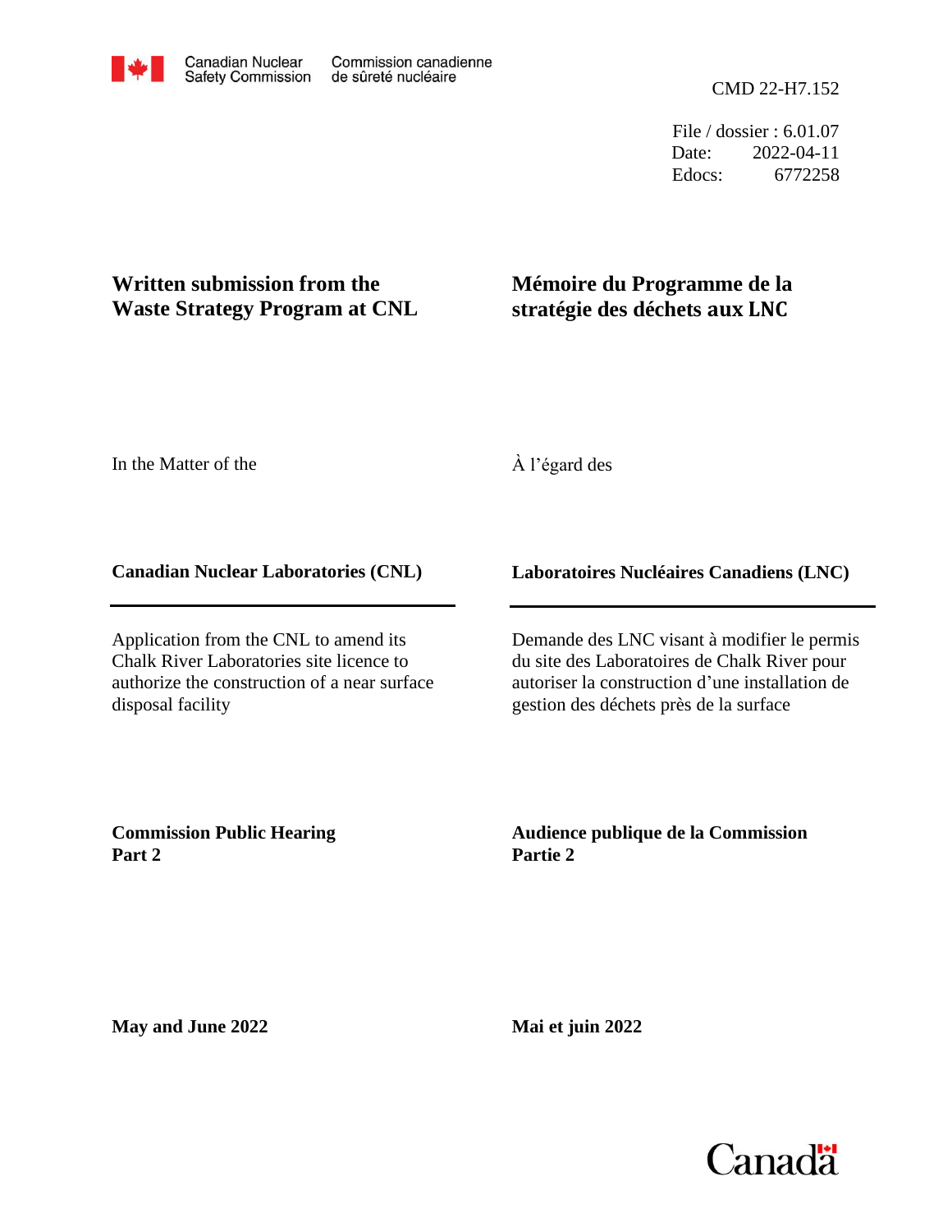Canadian Nuclear Safety Commission / Commission canadienne de sûreté nucléaire

CMD 22-H7.152

File / dossier : 6.01.07
Date: 2022-04-11
Edocs: 6772258

# Written submission from the Waste Strategy Program at CNL

# Mémoire du Programme de la stratégie des déchets aux LNC

In the Matter of the

À l'égard des

**Canadian Nuclear Laboratories (CNL)**

**Laboratoires Nucléaires Canadiens (LNC)**

Application from the CNL to amend its Chalk River Laboratories site licence to authorize the construction of a near surface disposal facility

Demande des LNC visant à modifier le permis du site des Laboratoires de Chalk River pour autoriser la construction d'une installation de gestion des déchets près de la surface

**Commission Public Hearing**
**Part 2**

**Audience publique de la Commission**
**Partie 2**

**May and June 2022**

**Mai et juin 2022**

Canada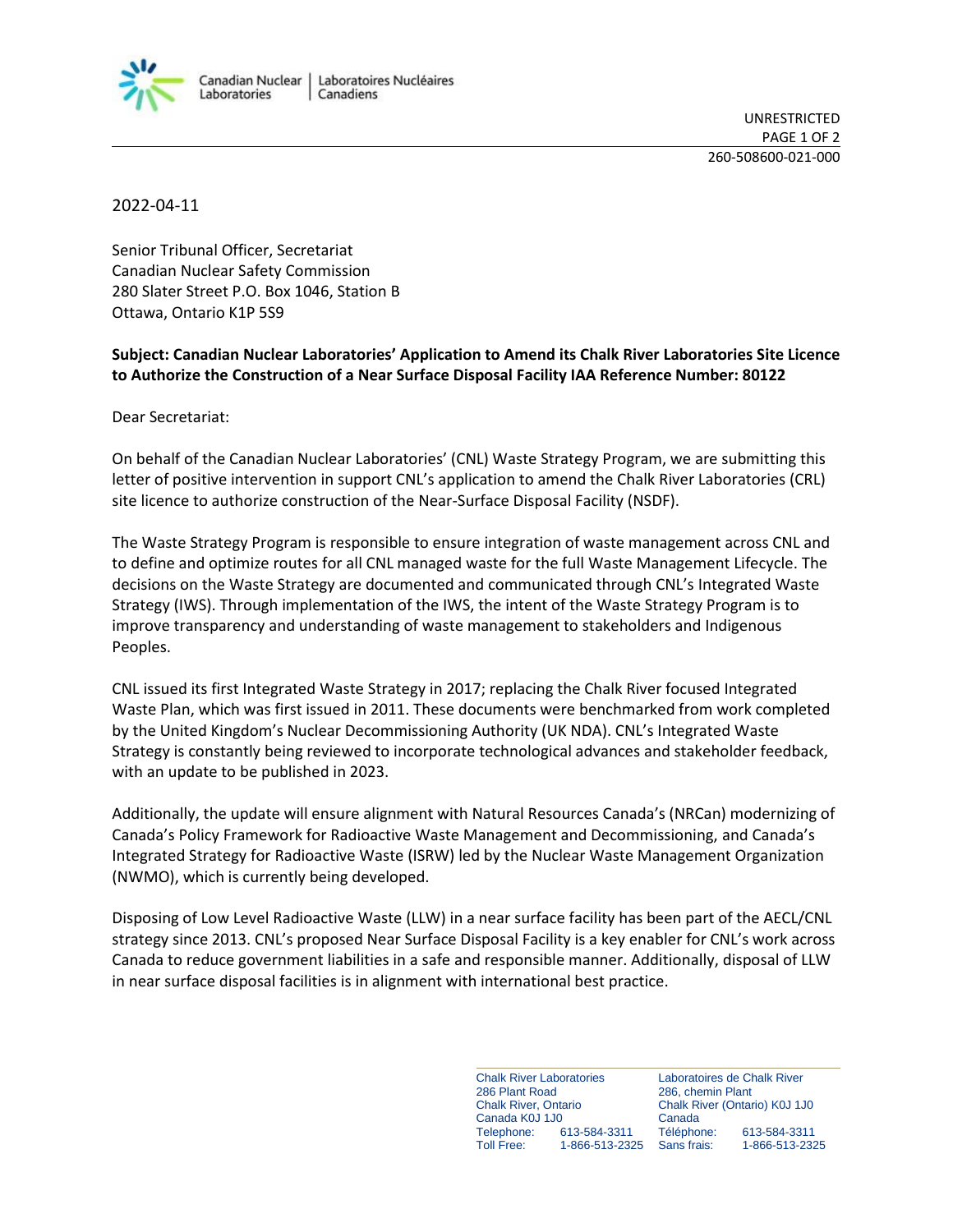2022-04-11

Senior Tribunal Officer, Secretariat
Canadian Nuclear Safety Commission
280 Slater Street P.O. Box 1046, Station B
Ottawa, Ontario K1P 5S9

**Subject: Canadian Nuclear Laboratories' Application to Amend its Chalk River Laboratories Site Licence to Authorize the Construction of a Near Surface Disposal Facility IAA Reference Number: 80122**

Dear Secretariat:

On behalf of the Canadian Nuclear Laboratories' (CNL) Waste Strategy Program, we are submitting this letter of positive intervention in support CNL's application to amend the Chalk River Laboratories (CRL) site licence to authorize construction of the Near-Surface Disposal Facility (NSDF).

The Waste Strategy Program is responsible to ensure integration of waste management across CNL and to define and optimize routes for all CNL managed waste for the full Waste Management Lifecycle. The decisions on the Waste Strategy are documented and communicated through CNL's Integrated Waste Strategy (IWS). Through implementation of the IWS, the intent of the Waste Strategy Program is to improve transparency and understanding of waste management to stakeholders and Indigenous Peoples.

CNL issued its first Integrated Waste Strategy in 2017; replacing the Chalk River focused Integrated Waste Plan, which was first issued in 2011. These documents were benchmarked from work completed by the United Kingdom's Nuclear Decommissioning Authority (UK NDA). CNL's Integrated Waste Strategy is constantly being reviewed to incorporate technological advances and stakeholder feedback, with an update to be published in 2023.

Additionally, the update will ensure alignment with Natural Resources Canada's (NRCan) modernizing of Canada's Policy Framework for Radioactive Waste Management and Decommissioning, and Canada's Integrated Strategy for Radioactive Waste (ISRW) led by the Nuclear Waste Management Organization (NWMO), which is currently being developed.

Disposing of Low Level Radioactive Waste (LLW) in a near surface facility has been part of the AECL/CNL strategy since 2013. CNL's proposed Near Surface Disposal Facility is a key enabler for CNL's work across Canada to reduce government liabilities in a safe and responsible manner. Additionally, disposal of LLW in near surface disposal facilities is in alignment with international best practice.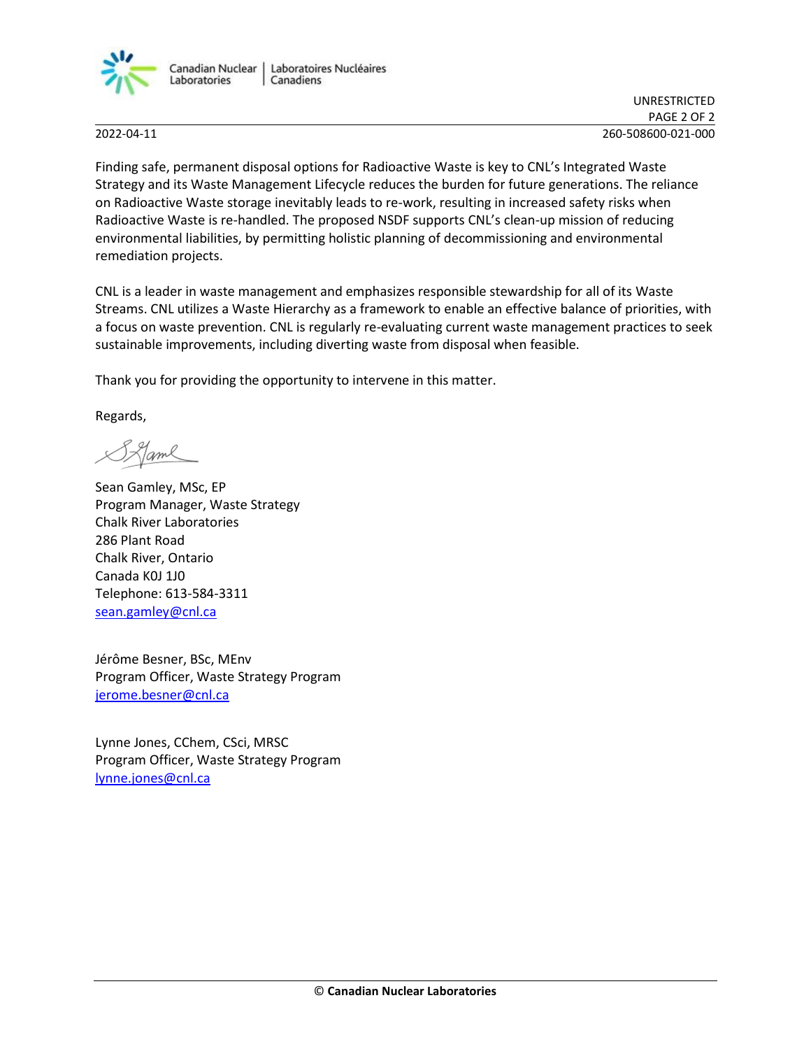Finding safe, permanent disposal options for Radioactive Waste is key to CNL's Integrated Waste Strategy and its Waste Management Lifecycle reduces the burden for future generations. The reliance on Radioactive Waste storage inevitably leads to re-work, resulting in increased safety risks when Radioactive Waste is re-handled. The proposed NSDF supports CNL's clean-up mission of reducing environmental liabilities, by permitting holistic planning of decommissioning and environmental remediation projects.

CNL is a leader in waste management and emphasizes responsible stewardship for all of its Waste Streams. CNL utilizes a Waste Hierarchy as a framework to enable an effective balance of priorities, with a focus on waste prevention. CNL is regularly re-evaluating current waste management practices to seek sustainable improvements, including diverting waste from disposal when feasible.

Thank you for providing the opportunity to intervene in this matter.

Regards,

Sean Gamley, MSc, EP
Program Manager, Waste Strategy
Chalk River Laboratories
286 Plant Road
Chalk River, Ontario
Canada K0J 1J0
Telephone: 613-584-3311
sean.gamley@cnl.ca

Jérôme Besner, BSc, MEnv
Program Officer, Waste Strategy Program
jerome.besner@cnl.ca

Lynne Jones, CChem, CSci, MRSC
Program Officer, Waste Strategy Program
lynne.jones@cnl.ca